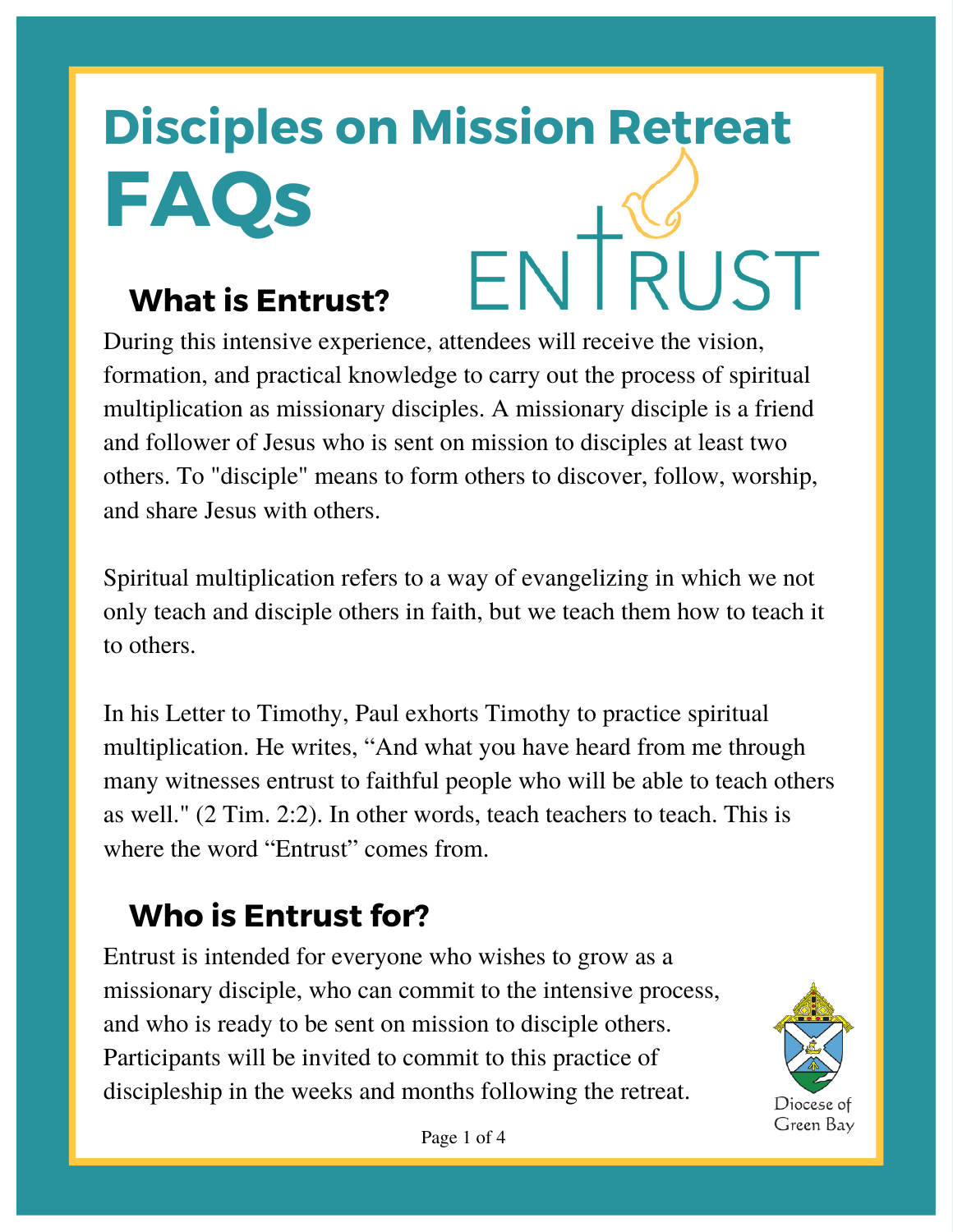# Disciples on Mission Retreat FAQs

ENTRUST

## What is Entrust?

During this intensive experience, attendees will receive the vision, formation, and practical knowledge to carry out the process of spiritual multiplication as missionary disciples. A missionary disciple is a friend and follower of Jesus who is sent on mission to disciples at least two others. To "disciple" means to form others to discover, follow, worship, and share Jesus with others.

Spiritual multiplication refers to a way of evangelizing in which we not only teach and disciple others in faith, but we teach them how to teach it to others.

In his Letter to Timothy, Paul exhorts Timothy to practice spiritual multiplication. He writes, "And what you have heard from me through many witnesses entrust to faithful people who will be able to teach others as well." (2 Tim. 2:2). In other words, teach teachers to teach. This is where the word "Entrust" comes from.

## Who is Entrust for?

Entrust is intended for everyone who wishes to grow as a missionary disciple, who can commit to the intensive process, and who is ready to be sent on mission to disciple others. Participants will be invited to commit to this practice of discipleship in the weeks and months following the retreat.

Diocese of Green Bay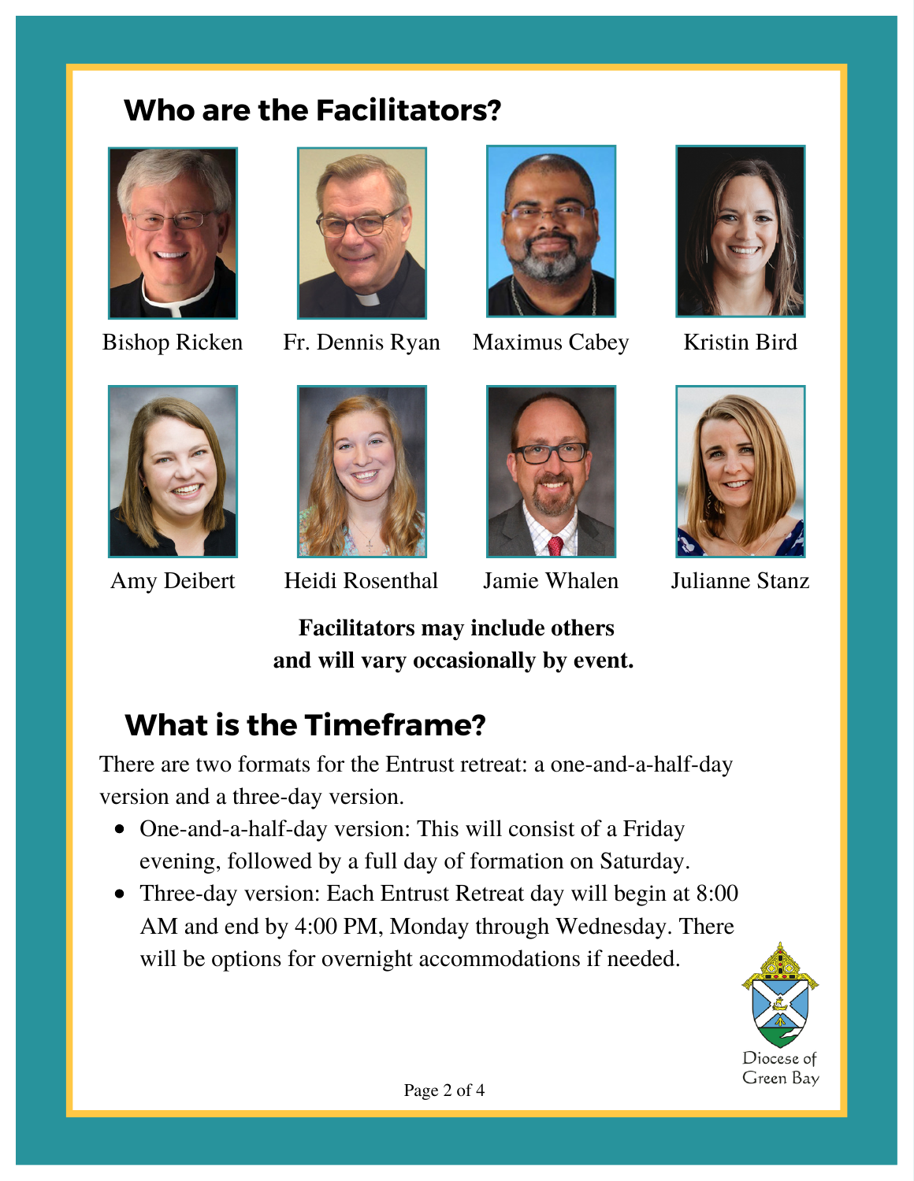## Who are the Facilitators?

Bishop Ricken

Fr. Dennis Ryan

Maximus Cabey

Kristin Bird

Amy Deibert

Heidi Rosenthal

Jamie Whalen

Julianne Stanz

**Facilitators may include others and will vary occasionally by event.**

## What is the Timeframe?

There are two formats for the Entrust retreat: a one-and-a-half-day version and a three-day version.

- One-and-a-half-day version: This will consist of a Friday evening, followed by a full day of formation on Saturday.
- Three-day version: Each Entrust Retreat day will begin at 8:00 AM and end by 4:00 PM, Monday through Wednesday. There will be options for overnight accommodations if needed.

Diocese of Green Bay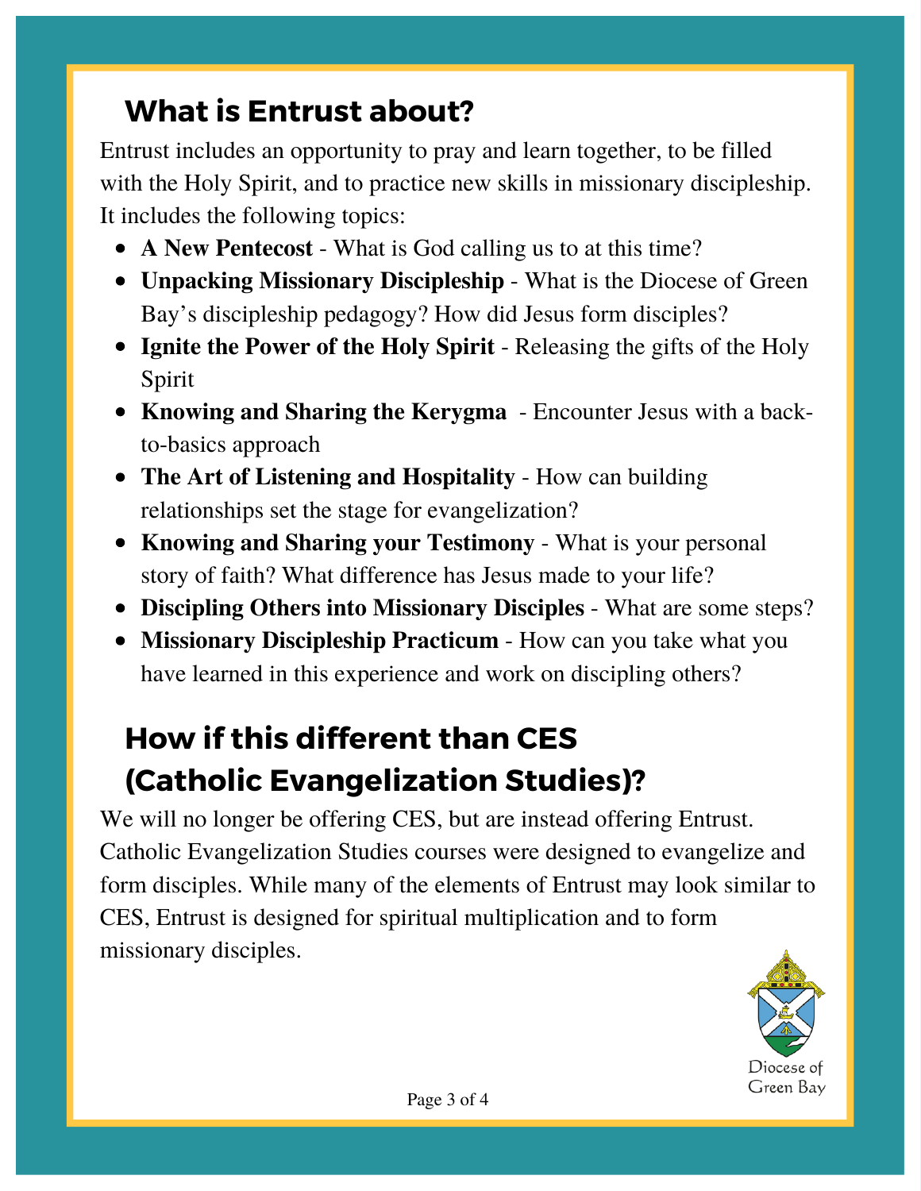## What is Entrust about?

Entrust includes an opportunity to pray and learn together, to be filled with the Holy Spirit, and to practice new skills in missionary discipleship. It includes the following topics:

- **A New Pentecost** - What is God calling us to at this time?
- **Unpacking Missionary Discipleship** - What is the Diocese of Green Bay's discipleship pedagogy? How did Jesus form disciples?
- **Ignite the Power of the Holy Spirit** - Releasing the gifts of the Holy Spirit
- **Knowing and Sharing the Kerygma** - Encounter Jesus with a back-to-basics approach
- **The Art of Listening and Hospitality** - How can building relationships set the stage for evangelization?
- **Knowing and Sharing your Testimony** - What is your personal story of faith? What difference has Jesus made to your life?
- **Discipling Others into Missionary Disciples** - What are some steps?
- **Missionary Discipleship Practicum** - How can you take what you have learned in this experience and work on discipling others?

## How if this different than CES (Catholic Evangelization Studies)?

We will no longer be offering CES, but are instead offering Entrust. Catholic Evangelization Studies courses were designed to evangelize and form disciples. While many of the elements of Entrust may look similar to CES, Entrust is designed for spiritual multiplication and to form missionary disciples.

Diocese of Green Bay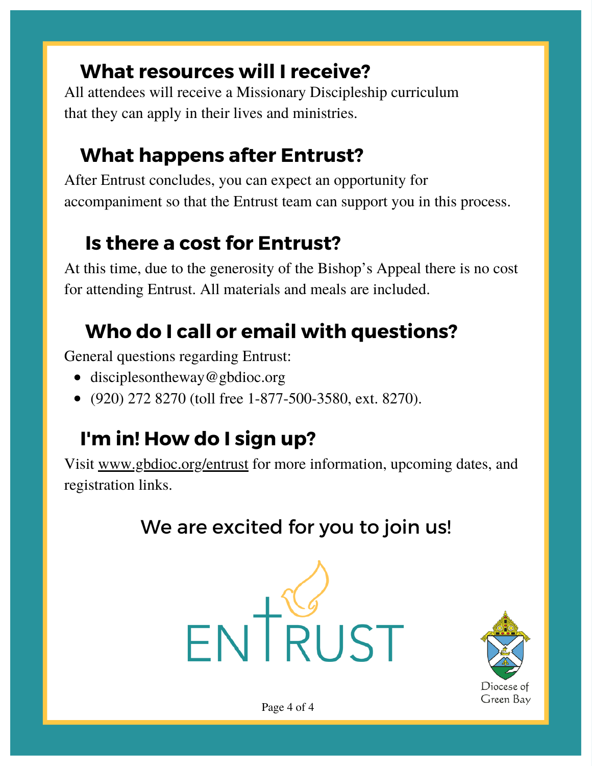## What resources will I receive?

All attendees will receive a Missionary Discipleship curriculum that they can apply in their lives and ministries.

## What happens after Entrust?

After Entrust concludes, you can expect an opportunity for accompaniment so that the Entrust team can support you in this process.

## Is there a cost for Entrust?

At this time, due to the generosity of the Bishop's Appeal there is no cost for attending Entrust. All materials and meals are included.

## Who do I call or email with questions?

General questions regarding Entrust:

- disciplesontheway@gbdioc.org
- (920) 272 8270 (toll free 1-877-500-3580, ext. 8270).

## I'm in! How do I sign up?

Visit www.gbdioc.org/entrust for more information, upcoming dates, and registration links.

We are excited for you to join us!

ENTRUST

Diocese of Green Bay